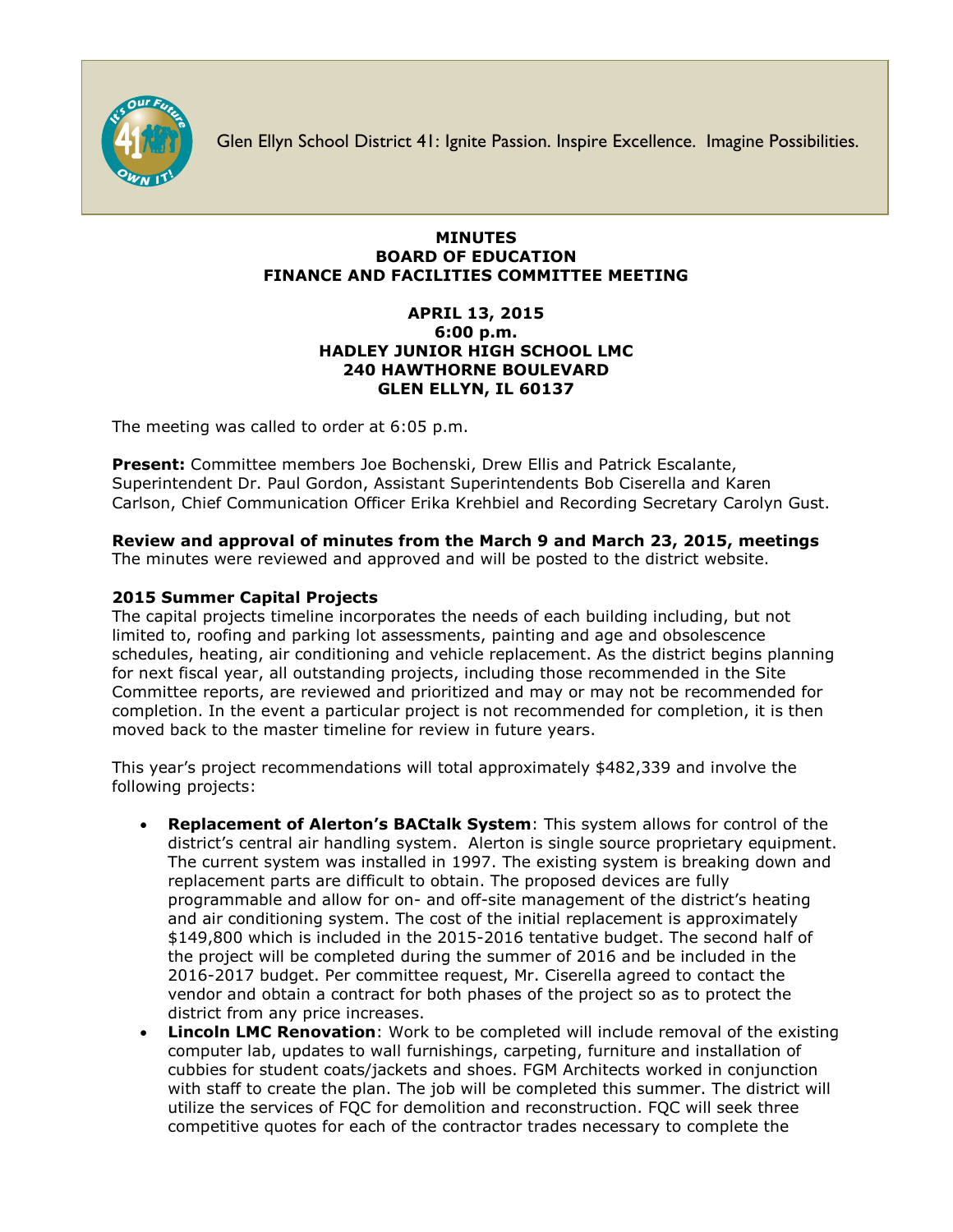Glen Ellyn School District 41: Ignite Passion. Inspire Excellence. Imagine Possibilities.

**MINUTES**
**BOARD OF EDUCATION**
**FINANCE AND FACILITIES COMMITTEE MEETING**

**APRIL 13, 2015**
**6:00 p.m.**
**HADLEY JUNIOR HIGH SCHOOL LMC**
**240 HAWTHORNE BOULEVARD**
**GLEN ELLYN, IL 60137**

The meeting was called to order at 6:05 p.m.

**Present:** Committee members Joe Bochenski, Drew Ellis and Patrick Escalante, Superintendent Dr. Paul Gordon, Assistant Superintendents Bob Ciserella and Karen Carlson, Chief Communication Officer Erika Krehbiel and Recording Secretary Carolyn Gust.

**Review and approval of minutes from the March 9 and March 23, 2015, meetings**
The minutes were reviewed and approved and will be posted to the district website.

**2015 Summer Capital Projects**
The capital projects timeline incorporates the needs of each building including, but not limited to, roofing and parking lot assessments, painting and age and obsolescence schedules, heating, air conditioning and vehicle replacement. As the district begins planning for next fiscal year, all outstanding projects, including those recommended in the Site Committee reports, are reviewed and prioritized and may or may not be recommended for completion. In the event a particular project is not recommended for completion, it is then moved back to the master timeline for review in future years.

This year's project recommendations will total approximately $482,339 and involve the following projects:

- **Replacement of Alerton's BACtalk System**: This system allows for control of the district's central air handling system. Alerton is single source proprietary equipment. The current system was installed in 1997. The existing system is breaking down and replacement parts are difficult to obtain. The proposed devices are fully programmable and allow for on- and off-site management of the district's heating and air conditioning system. The cost of the initial replacement is approximately $149,800 which is included in the 2015-2016 tentative budget. The second half of the project will be completed during the summer of 2016 and be included in the 2016-2017 budget. Per committee request, Mr. Ciserella agreed to contact the vendor and obtain a contract for both phases of the project so as to protect the district from any price increases.
- **Lincoln LMC Renovation**: Work to be completed will include removal of the existing computer lab, updates to wall furnishings, carpeting, furniture and installation of cubbies for student coats/jackets and shoes. FGM Architects worked in conjunction with staff to create the plan. The job will be completed this summer. The district will utilize the services of FQC for demolition and reconstruction. FQC will seek three competitive quotes for each of the contractor trades necessary to complete the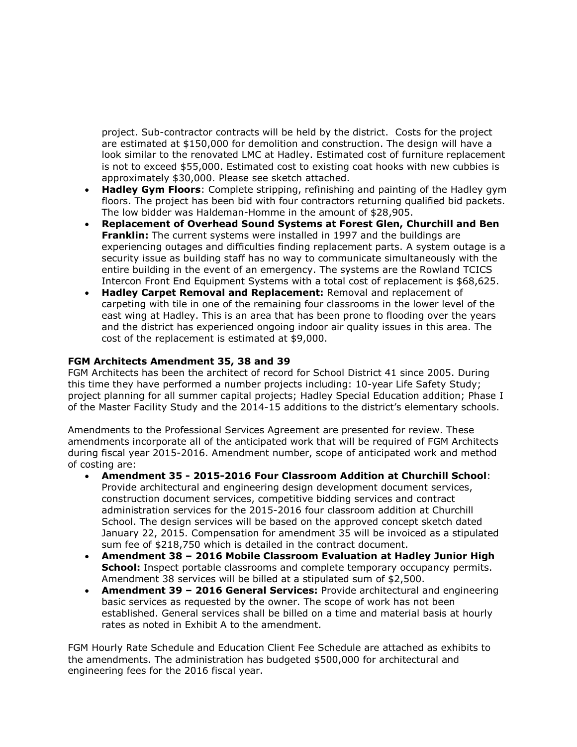project. Sub-contractor contracts will be held by the district. Costs for the project are estimated at $150,000 for demolition and construction. The design will have a look similar to the renovated LMC at Hadley. Estimated cost of furniture replacement is not to exceed $55,000. Estimated cost to existing coat hooks with new cubbies is approximately $30,000. Please see sketch attached.

- **Hadley Gym Floors**: Complete stripping, refinishing and painting of the Hadley gym floors. The project has been bid with four contractors returning qualified bid packets. The low bidder was Haldeman-Homme in the amount of $28,905.
- **Replacement of Overhead Sound Systems at Forest Glen, Churchill and Ben Franklin:** The current systems were installed in 1997 and the buildings are experiencing outages and difficulties finding replacement parts. A system outage is a security issue as building staff has no way to communicate simultaneously with the entire building in the event of an emergency. The systems are the Rowland TCICS Intercon Front End Equipment Systems with a total cost of replacement is $68,625.
- **Hadley Carpet Removal and Replacement:** Removal and replacement of carpeting with tile in one of the remaining four classrooms in the lower level of the east wing at Hadley. This is an area that has been prone to flooding over the years and the district has experienced ongoing indoor air quality issues in this area. The cost of the replacement is estimated at $9,000.

**FGM Architects Amendment 35, 38 and 39**

FGM Architects has been the architect of record for School District 41 since 2005. During this time they have performed a number projects including: 10-year Life Safety Study; project planning for all summer capital projects; Hadley Special Education addition; Phase I of the Master Facility Study and the 2014-15 additions to the district's elementary schools.

Amendments to the Professional Services Agreement are presented for review. These amendments incorporate all of the anticipated work that will be required of FGM Architects during fiscal year 2015-2016. Amendment number, scope of anticipated work and method of costing are:

- **Amendment 35 - 2015-2016 Four Classroom Addition at Churchill School**: Provide architectural and engineering design development document services, construction document services, competitive bidding services and contract administration services for the 2015-2016 four classroom addition at Churchill School. The design services will be based on the approved concept sketch dated January 22, 2015. Compensation for amendment 35 will be invoiced as a stipulated sum fee of $218,750 which is detailed in the contract document.
- **Amendment 38 – 2016 Mobile Classroom Evaluation at Hadley Junior High School:** Inspect portable classrooms and complete temporary occupancy permits. Amendment 38 services will be billed at a stipulated sum of $2,500.
- **Amendment 39 – 2016 General Services:** Provide architectural and engineering basic services as requested by the owner. The scope of work has not been established. General services shall be billed on a time and material basis at hourly rates as noted in Exhibit A to the amendment.

FGM Hourly Rate Schedule and Education Client Fee Schedule are attached as exhibits to the amendments. The administration has budgeted $500,000 for architectural and engineering fees for the 2016 fiscal year.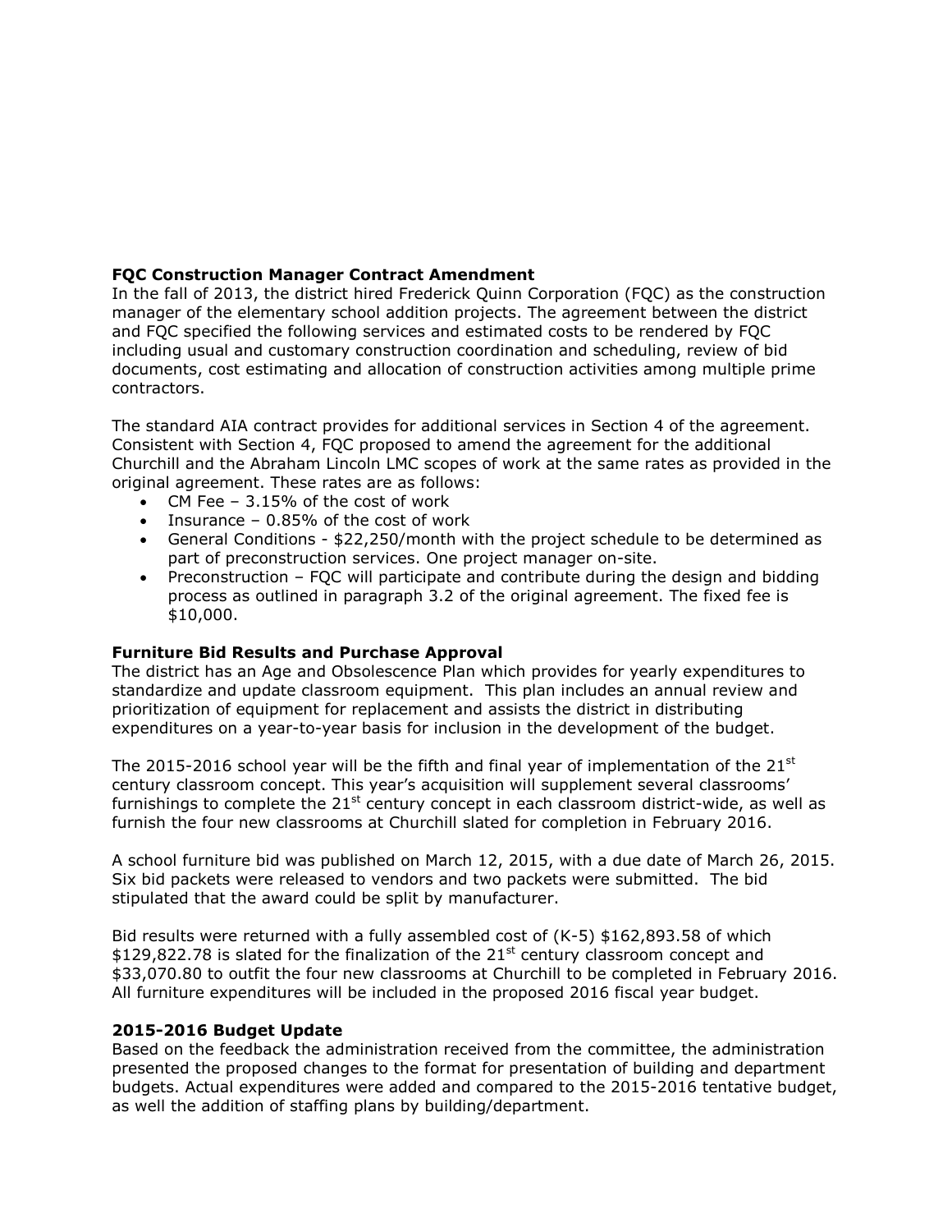**FQC Construction Manager Contract Amendment**

In the fall of 2013, the district hired Frederick Quinn Corporation (FQC) as the construction manager of the elementary school addition projects. The agreement between the district and FQC specified the following services and estimated costs to be rendered by FQC including usual and customary construction coordination and scheduling, review of bid documents, cost estimating and allocation of construction activities among multiple prime contractors.

The standard AIA contract provides for additional services in Section 4 of the agreement. Consistent with Section 4, FQC proposed to amend the agreement for the additional Churchill and the Abraham Lincoln LMC scopes of work at the same rates as provided in the original agreement. These rates are as follows:

- CM Fee – 3.15% of the cost of work
- Insurance – 0.85% of the cost of work
- General Conditions - $22,250/month with the project schedule to be determined as part of preconstruction services. One project manager on-site.
- Preconstruction – FQC will participate and contribute during the design and bidding process as outlined in paragraph 3.2 of the original agreement. The fixed fee is $10,000.

**Furniture Bid Results and Purchase Approval**

The district has an Age and Obsolescence Plan which provides for yearly expenditures to standardize and update classroom equipment. This plan includes an annual review and prioritization of equipment for replacement and assists the district in distributing expenditures on a year-to-year basis for inclusion in the development of the budget.

The 2015-2016 school year will be the fifth and final year of implementation of the 21st century classroom concept. This year's acquisition will supplement several classrooms' furnishings to complete the 21st century concept in each classroom district-wide, as well as furnish the four new classrooms at Churchill slated for completion in February 2016.

A school furniture bid was published on March 12, 2015, with a due date of March 26, 2015. Six bid packets were released to vendors and two packets were submitted. The bid stipulated that the award could be split by manufacturer.

Bid results were returned with a fully assembled cost of (K-5) $162,893.58 of which $129,822.78 is slated for the finalization of the 21st century classroom concept and $33,070.80 to outfit the four new classrooms at Churchill to be completed in February 2016. All furniture expenditures will be included in the proposed 2016 fiscal year budget.

**2015-2016 Budget Update**

Based on the feedback the administration received from the committee, the administration presented the proposed changes to the format for presentation of building and department budgets. Actual expenditures were added and compared to the 2015-2016 tentative budget, as well the addition of staffing plans by building/department.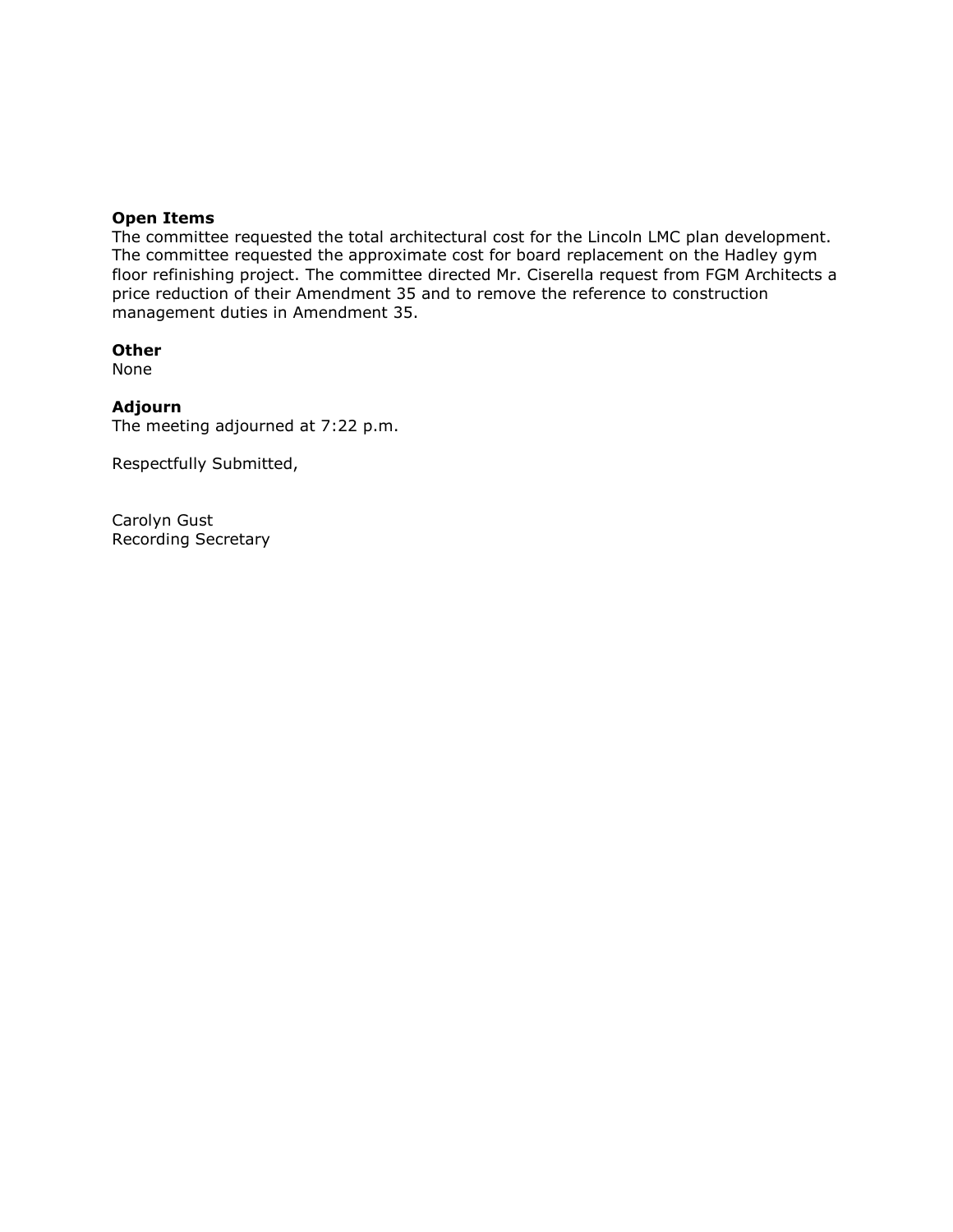**Open Items**

The committee requested the total architectural cost for the Lincoln LMC plan development. The committee requested the approximate cost for board replacement on the Hadley gym floor refinishing project. The committee directed Mr. Ciserella request from FGM Architects a price reduction of their Amendment 35 and to remove the reference to construction management duties in Amendment 35.

**Other**

None

**Adjourn**

The meeting adjourned at 7:22 p.m.

Respectfully Submitted,

Carolyn Gust
Recording Secretary